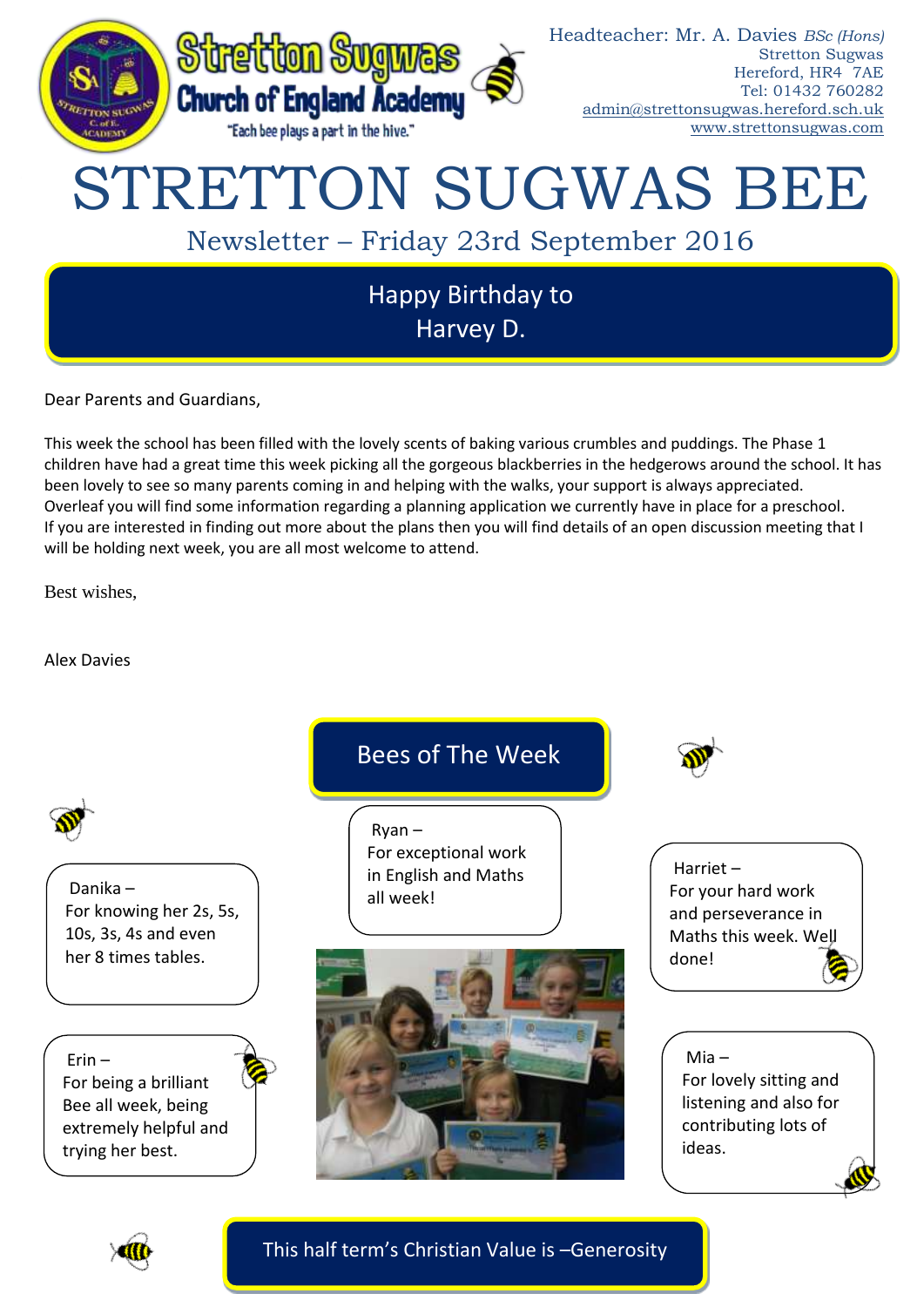Stretton Sugwas Church of England Academy

"Each bee plays a part in the hive."

Headteacher: Mr. A. Davies *BSc (Hons)*
Stretton Sugwas
Hereford, HR4 7AE
Tel: 01432 760282
admin@strettonsugwas.hereford.sch.uk
www.strettonsugwas.com

# STRETTON SUGWAS BEE

## Newsletter – Friday 23rd September 2016

**Happy Birthday to Harvey D.**

Dear Parents and Guardians,

This week the school has been filled with the lovely scents of baking various crumbles and puddings. The Phase 1 children have had a great time this week picking all the gorgeous blackberries in the hedgerows around the school. It has been lovely to see so many parents coming in and helping with the walks, your support is always appreciated. Overleaf you will find some information regarding a planning application we currently have in place for a preschool. If you are interested in finding out more about the plans then you will find details of an open discussion meeting that I will be holding next week, you are all most welcome to attend.

Best wishes,

Alex Davies

## Bees of The Week

Danika – For knowing her 2s, 5s, 10s, 3s, 4s and even her 8 times tables.

Ryan – For exceptional work in English and Maths all week!

Harriet – For your hard work and perseverance in Maths this week. Well done!

Erin – For being a brilliant Bee all week, being extremely helpful and trying her best.

Mia – For lovely sitting and listening and also for contributing lots of ideas.

**This half term's Christian Value is –Generosity**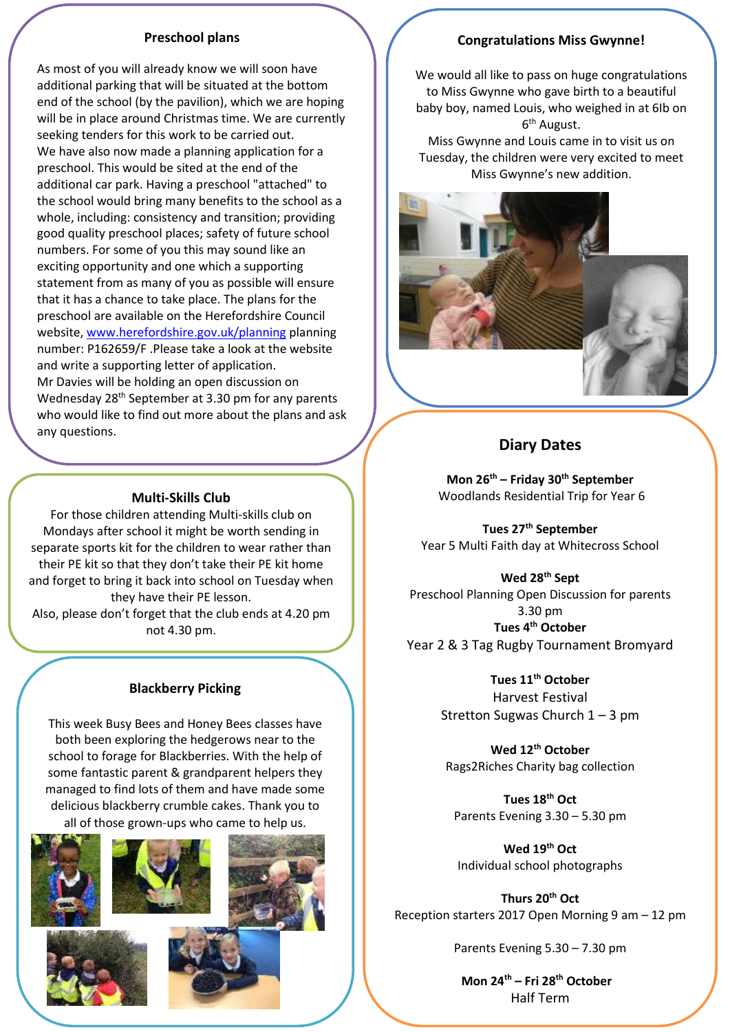## Preschool plans

As most of you will already know we will soon have additional parking that will be situated at the bottom end of the school (by the pavilion), which we are hoping will be in place around Christmas time. We are currently seeking tenders for this work to be carried out.
We have also now made a planning application for a preschool. This would be sited at the end of the additional car park. Having a preschool "attached" to the school would bring many benefits to the school as a whole, including: consistency and transition; providing good quality preschool places; safety of future school numbers. For some of you this may sound like an exciting opportunity and one which a supporting statement from as many of you as possible will ensure that it has a chance to take place. The plans for the preschool are available on the Herefordshire Council website, www.herefordshire.gov.uk/planning planning number: P162659/F .Please take a look at the website and write a supporting letter of application.
Mr Davies will be holding an open discussion on Wednesday 28th September at 3.30 pm for any parents who would like to find out more about the plans and ask any questions.

## Congratulations Miss Gwynne!

We would all like to pass on huge congratulations to Miss Gwynne who gave birth to a beautiful baby boy, named Louis, who weighed in at 6lb on 6th August.
Miss Gwynne and Louis came in to visit us on Tuesday, the children were very excited to meet Miss Gwynne's new addition.

## Multi-Skills Club

For those children attending Multi-skills club on Mondays after school it might be worth sending in separate sports kit for the children to wear rather than their PE kit so that they don't take their PE kit home and forget to bring it back into school on Tuesday when they have their PE lesson.
Also, please don't forget that the club ends at 4.20 pm not 4.30 pm.

## Blackberry Picking

This week Busy Bees and Honey Bees classes have both been exploring the hedgerows near to the school to forage for Blackberries. With the help of some fantastic parent & grandparent helpers they managed to find lots of them and have made some delicious blackberry crumble cakes. Thank you to all of those grown-ups who came to help us.

## Diary Dates

**Mon 26th – Friday 30th September**
Woodlands Residential Trip for Year 6

**Tues 27th September**
Year 5 Multi Faith day at Whitecross School

**Wed 28th Sept**
Preschool Planning Open Discussion for parents 3.30 pm

**Tues 4th October**
Year 2 & 3 Tag Rugby Tournament Bromyard

**Tues 11th October**
Harvest Festival
Stretton Sugwas Church 1 – 3 pm

**Wed 12th October**
Rags2Riches Charity bag collection

**Tues 18th Oct**
Parents Evening 3.30 – 5.30 pm

**Wed 19th Oct**
Individual school photographs

**Thurs 20th Oct**
Reception starters 2017 Open Morning 9 am – 12 pm

Parents Evening 5.30 – 7.30 pm

**Mon 24th – Fri 28th October**
Half Term